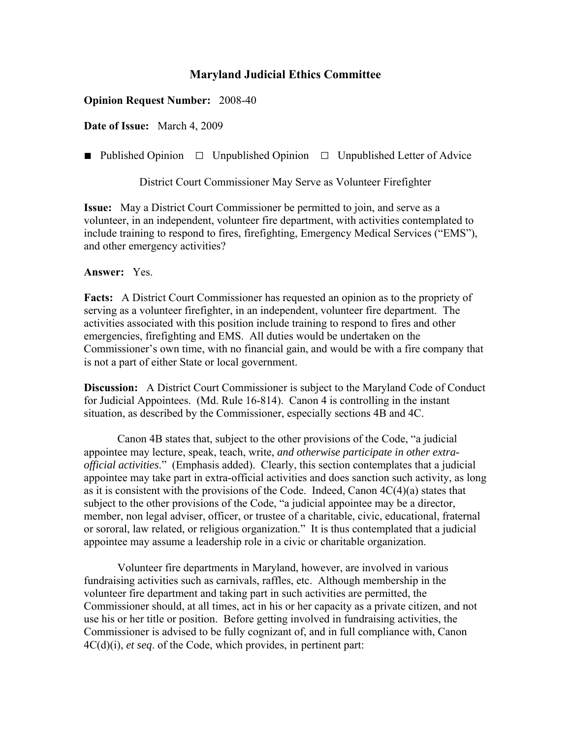# Maryland Judicial Ethics Committee

**Opinion Request Number:** 2008-40

**Date of Issue:** March 4, 2009

■ Published Opinion □ Unpublished Opinion □ Unpublished Letter of Advice

District Court Commissioner May Serve as Volunteer Firefighter

**Issue:** May a District Court Commissioner be permitted to join, and serve as a volunteer, in an independent, volunteer fire department, with activities contemplated to include training to respond to fires, firefighting, Emergency Medical Services ("EMS"), and other emergency activities?

**Answer:** Yes.

**Facts:** A District Court Commissioner has requested an opinion as to the propriety of serving as a volunteer firefighter, in an independent, volunteer fire department. The activities associated with this position include training to respond to fires and other emergencies, firefighting and EMS. All duties would be undertaken on the Commissioner's own time, with no financial gain, and would be with a fire company that is not a part of either State or local government.

**Discussion:** A District Court Commissioner is subject to the Maryland Code of Conduct for Judicial Appointees. (Md. Rule 16-814). Canon 4 is controlling in the instant situation, as described by the Commissioner, especially sections 4B and 4C.

Canon 4B states that, subject to the other provisions of the Code, "a judicial appointee may lecture, speak, teach, write, *and otherwise participate in other extra-official activities*." (Emphasis added). Clearly, this section contemplates that a judicial appointee may take part in extra-official activities and does sanction such activity, as long as it is consistent with the provisions of the Code. Indeed, Canon 4C(4)(a) states that subject to the other provisions of the Code, "a judicial appointee may be a director, member, non legal adviser, officer, or trustee of a charitable, civic, educational, fraternal or sororal, law related, or religious organization." It is thus contemplated that a judicial appointee may assume a leadership role in a civic or charitable organization.

Volunteer fire departments in Maryland, however, are involved in various fundraising activities such as carnivals, raffles, etc. Although membership in the volunteer fire department and taking part in such activities are permitted, the Commissioner should, at all times, act in his or her capacity as a private citizen, and not use his or her title or position. Before getting involved in fundraising activities, the Commissioner is advised to be fully cognizant of, and in full compliance with, Canon 4C(d)(i), *et seq*. of the Code, which provides, in pertinent part: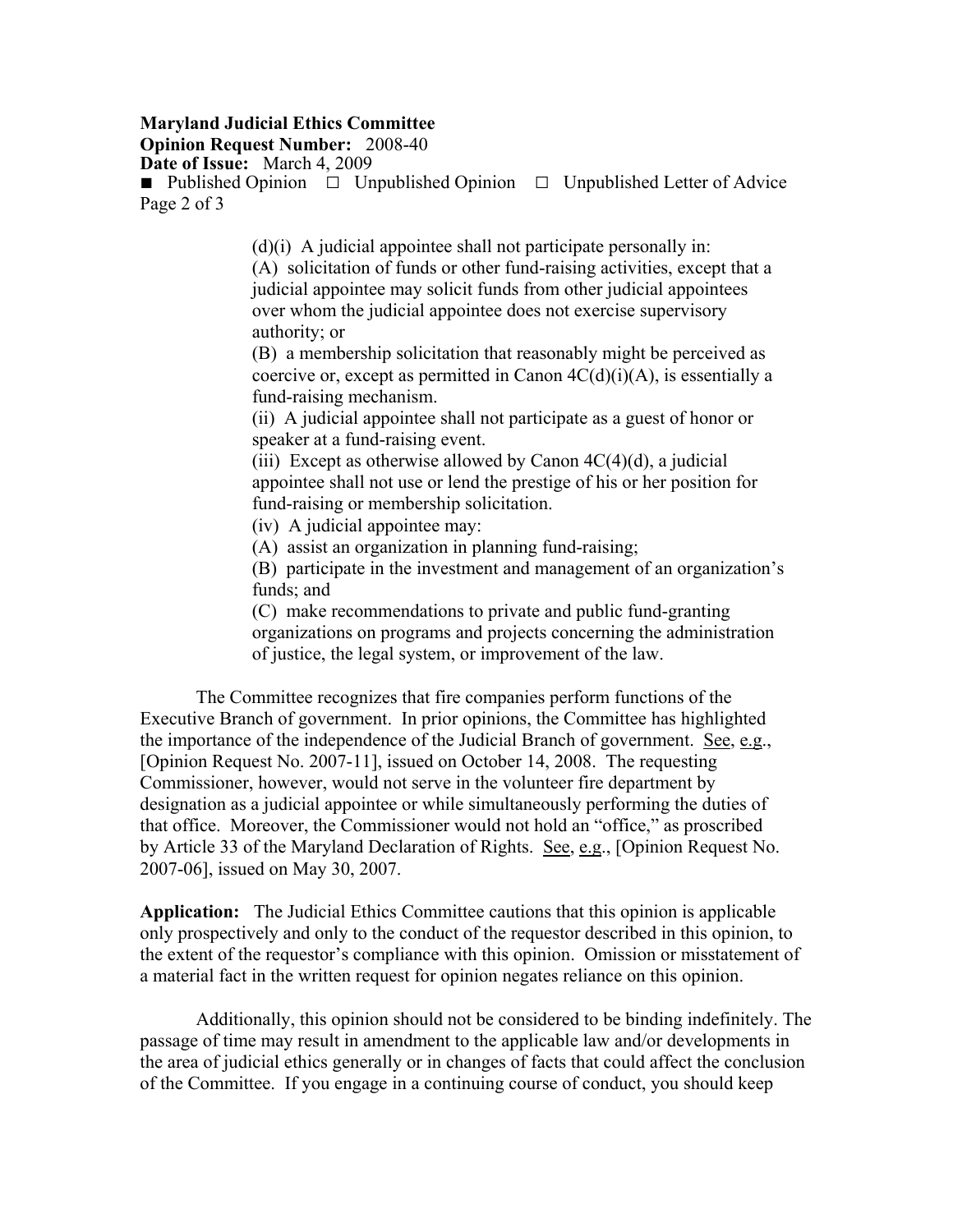(d)(i) A judicial appointee shall not participate personally in:

(A) solicitation of funds or other fund-raising activities, except that a judicial appointee may solicit funds from other judicial appointees over whom the judicial appointee does not exercise supervisory authority; or

(B) a membership solicitation that reasonably might be perceived as coercive or, except as permitted in Canon 4C(d)(i)(A), is essentially a fund-raising mechanism.

(ii) A judicial appointee shall not participate as a guest of honor or speaker at a fund-raising event.

(iii) Except as otherwise allowed by Canon 4C(4)(d), a judicial appointee shall not use or lend the prestige of his or her position for fund-raising or membership solicitation.

(iv) A judicial appointee may:

(A) assist an organization in planning fund-raising;

(B) participate in the investment and management of an organization's funds; and

(C) make recommendations to private and public fund-granting organizations on programs and projects concerning the administration of justice, the legal system, or improvement of the law.

The Committee recognizes that fire companies perform functions of the Executive Branch of government. In prior opinions, the Committee has highlighted the importance of the independence of the Judicial Branch of government. See, e.g., [Opinion Request No. 2007-11], issued on October 14, 2008. The requesting Commissioner, however, would not serve in the volunteer fire department by designation as a judicial appointee or while simultaneously performing the duties of that office. Moreover, the Commissioner would not hold an "office," as proscribed by Article 33 of the Maryland Declaration of Rights. See, e.g., [Opinion Request No. 2007-06], issued on May 30, 2007.

**Application:** The Judicial Ethics Committee cautions that this opinion is applicable only prospectively and only to the conduct of the requestor described in this opinion, to the extent of the requestor's compliance with this opinion. Omission or misstatement of a material fact in the written request for opinion negates reliance on this opinion.

Additionally, this opinion should not be considered to be binding indefinitely. The passage of time may result in amendment to the applicable law and/or developments in the area of judicial ethics generally or in changes of facts that could affect the conclusion of the Committee. If you engage in a continuing course of conduct, you should keep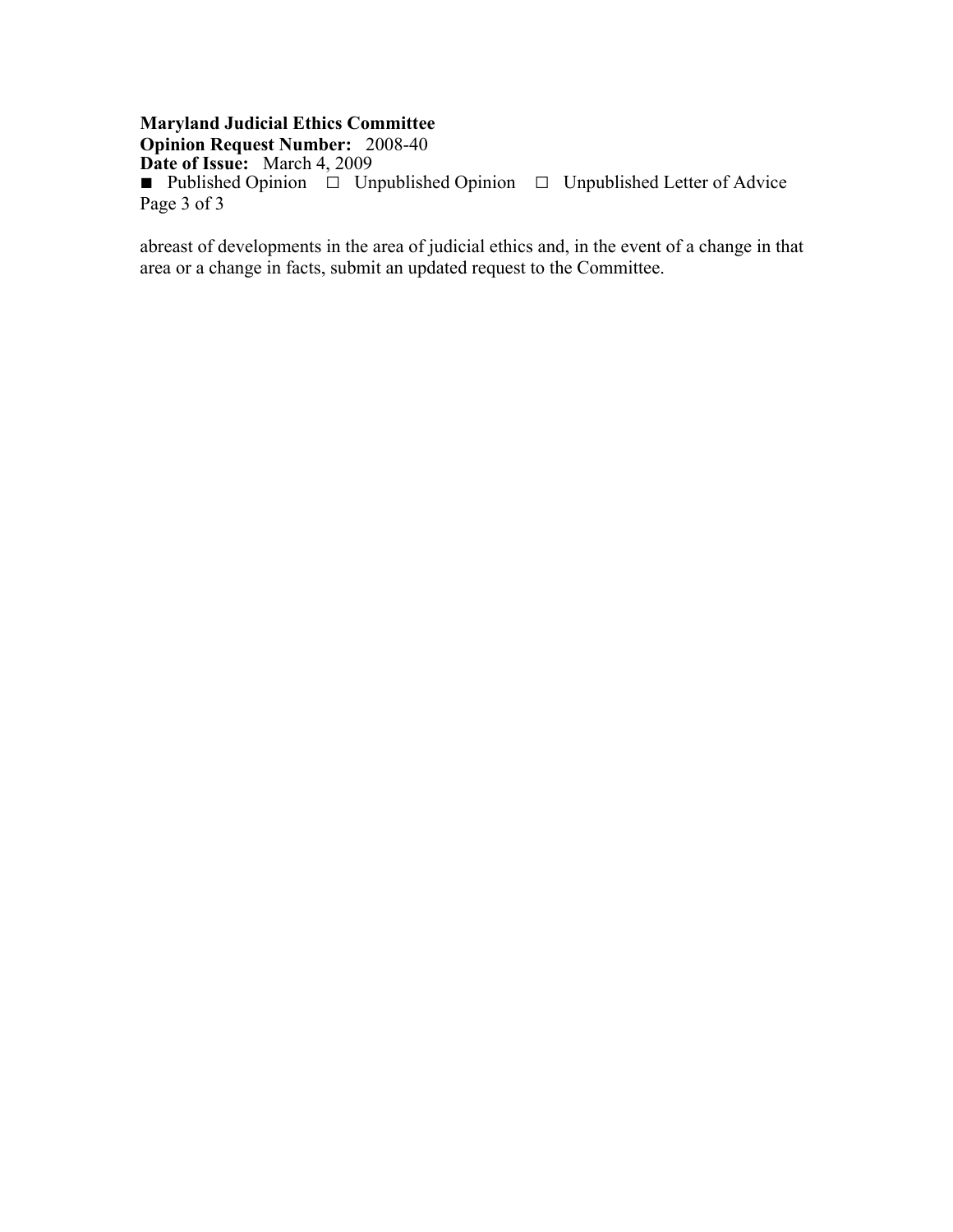abreast of developments in the area of judicial ethics and, in the event of a change in that area or a change in facts, submit an updated request to the Committee.